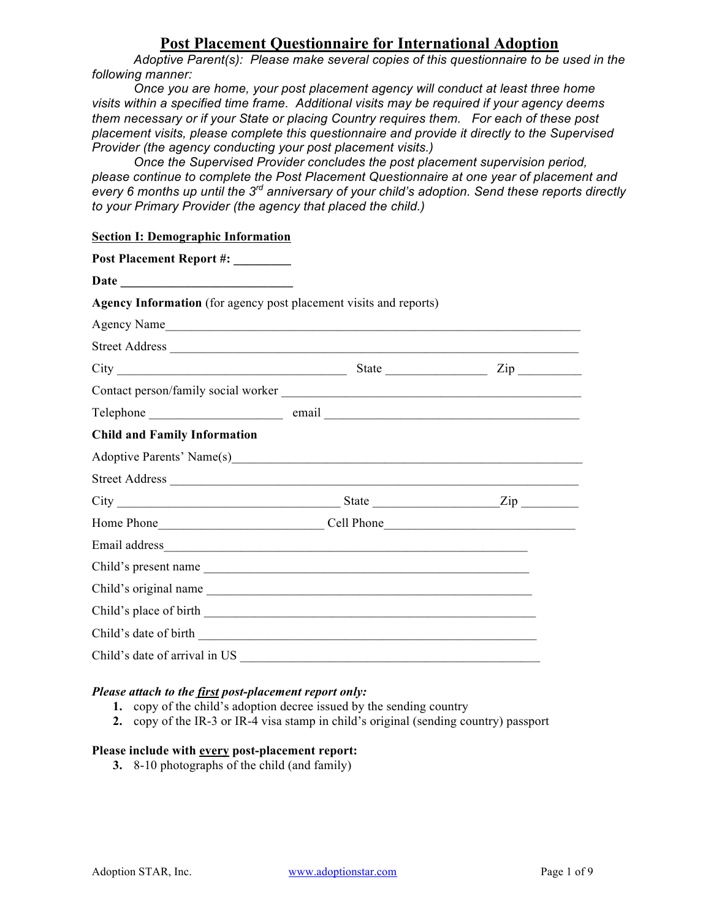# Post Placement Questionnaire for International Adoption

*Adoptive Parent(s): Please make several copies of this questionnaire to be used in the following manner:*

*Once you are home, your post placement agency will conduct at least three home visits within a specified time frame. Additional visits may be required if your agency deems them necessary or if your State or placing Country requires them. For each of these post placement visits, please complete this questionnaire and provide it directly to the Supervised Provider (the agency conducting your post placement visits.)*

*Once the Supervised Provider concludes the post placement supervision period, please continue to complete the Post Placement Questionnaire at one year of placement and every 6 months up until the 3rd anniversary of your child's adoption. Send these reports directly to your Primary Provider (the agency that placed the child.)*

## Section I: Demographic Information

**Post Placement Report #: _________**

**Date ___________________________**

**Agency Information** (for agency post placement visits and reports)

Agency Name_________________________________________________________________

Street Address _______________________________________________________________

City ____________________________________ State ________________ Zip __________

Contact person/family social worker ______________________________________________

Telephone _____________________ email __________________________________________

**Child and Family Information**

Adoptive Parents' Name(s)_______________________________________________________

Street Address _______________________________________________________________

City ___________________________________ State ____________________Zip _________

Home Phone__________________________ Cell Phone______________________________

Email address_______________________________________________________________

Child's present name ________________________________________________________

Child's original name ________________________________________________________

Child's place of birth ________________________________________________________

Child's date of birth _________________________________________________________

Child's date of arrival in US __________________________________________________

***Please attach to the first post-placement report only:***

1. copy of the child's adoption decree issued by the sending country
2. copy of the IR-3 or IR-4 visa stamp in child's original (sending country) passport

**Please include with every post-placement report:**

3. 8-10 photographs of the child (and family)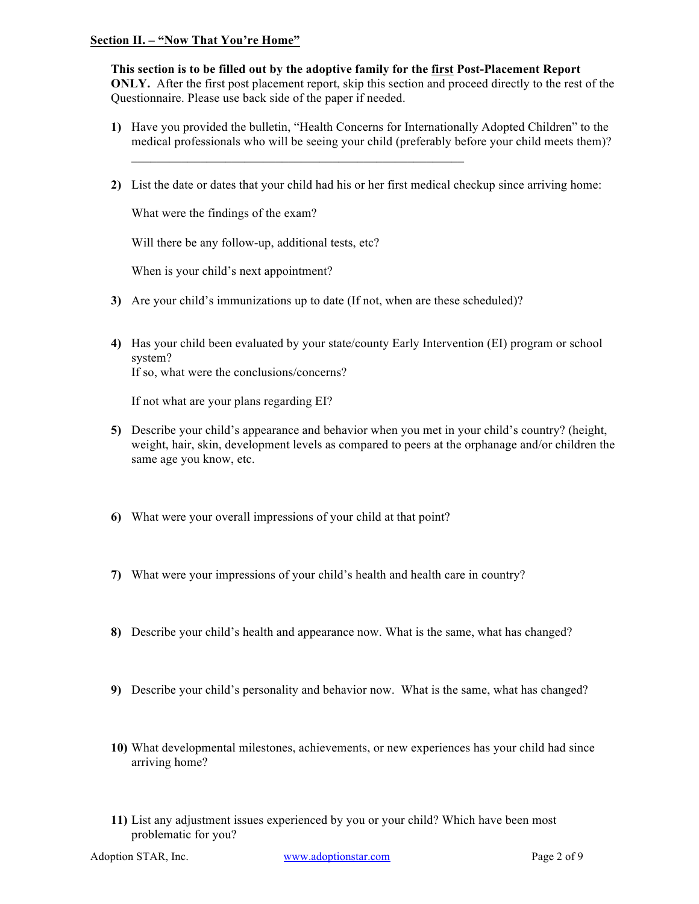**<u>Section II. – "Now That You're Home"</u>**

**This section is to be filled out by the adoptive family for the <u>first</u> Post-Placement Report ONLY.** After the first post placement report, skip this section and proceed directly to the rest of the Questionnaire. Please use back side of the paper if needed.

1) Have you provided the bulletin, "Health Concerns for Internationally Adopted Children" to the medical professionals who will be seeing your child (preferably before your child meets them)?

   ____________________________________________________

2) List the date or dates that your child had his or her first medical checkup since arriving home:

   What were the findings of the exam?

   Will there be any follow-up, additional tests, etc?

   When is your child's next appointment?

3) Are your child's immunizations up to date (If not, when are these scheduled)?

4) Has your child been evaluated by your state/county Early Intervention (EI) program or school system?
   If so, what were the conclusions/concerns?

   If not what are your plans regarding EI?

5) Describe your child's appearance and behavior when you met in your child's country? (height, weight, hair, skin, development levels as compared to peers at the orphanage and/or children the same age you know, etc.

6) What were your overall impressions of your child at that point?

7) What were your impressions of your child's health and health care in country?

8) Describe your child's health and appearance now. What is the same, what has changed?

9) Describe your child's personality and behavior now. What is the same, what has changed?

10) What developmental milestones, achievements, or new experiences has your child had since arriving home?

11) List any adjustment issues experienced by you or your child? Which have been most problematic for you?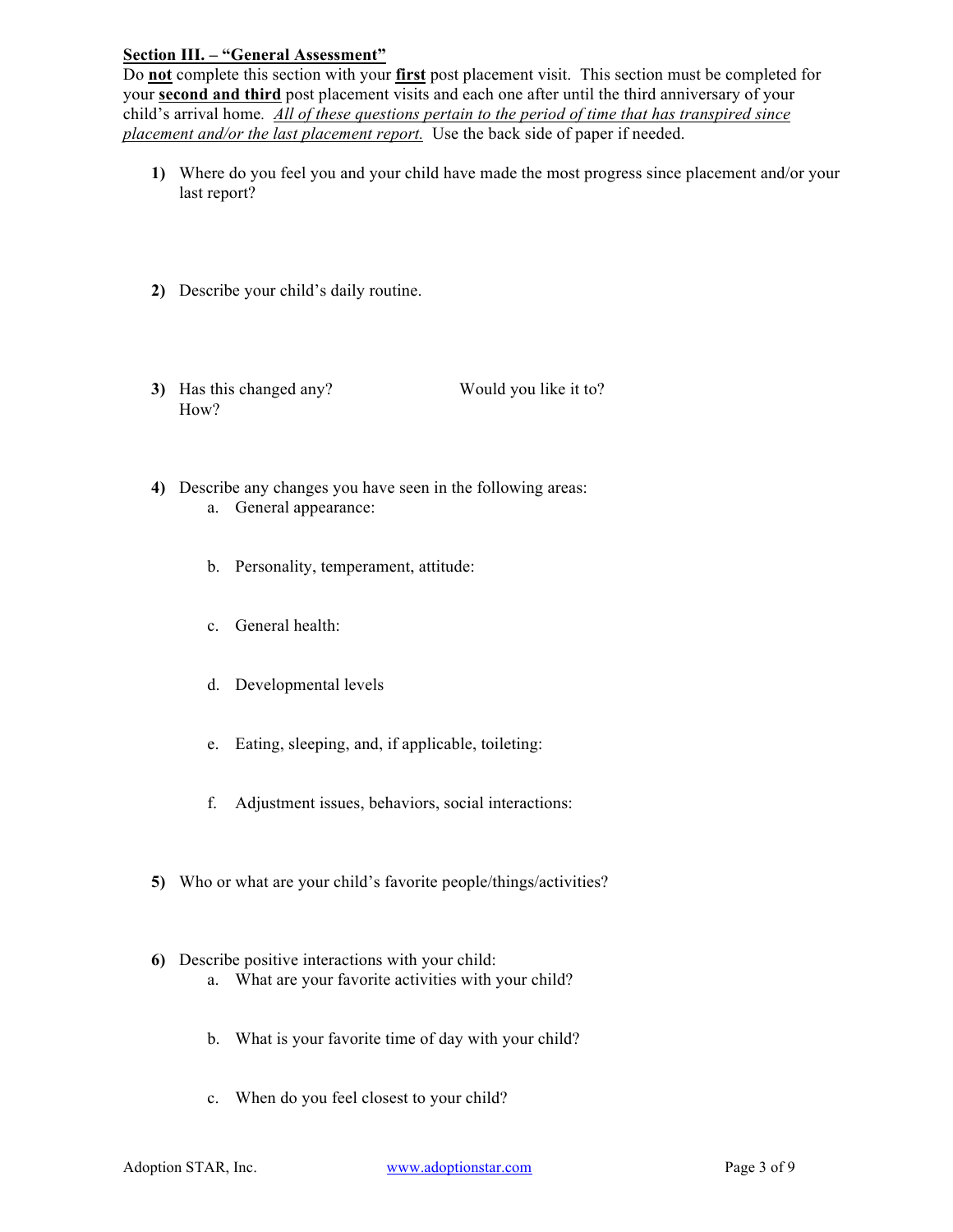**<u>Section III. – "General Assessment"</u>**

Do **<u>not</u>** complete this section with your **<u>first</u>** post placement visit. This section must be completed for your **<u>second and third</u>** post placement visits and each one after until the third anniversary of your child's arrival home. *<u>All of these questions pertain to the period of time that has transpired since placement and/or the last placement report.</u>* Use the back side of paper if needed.

1) Where do you feel you and your child have made the most progress since placement and/or your last report?

2) Describe your child's daily routine.

3) Has this changed any? Would you like it to?
   How?

4) Describe any changes you have seen in the following areas:
   a. General appearance:

   b. Personality, temperament, attitude:

   c. General health:

   d. Developmental levels

   e. Eating, sleeping, and, if applicable, toileting:

   f. Adjustment issues, behaviors, social interactions:

5) Who or what are your child's favorite people/things/activities?

6) Describe positive interactions with your child:
   a. What are your favorite activities with your child?

   b. What is your favorite time of day with your child?

   c. When do you feel closest to your child?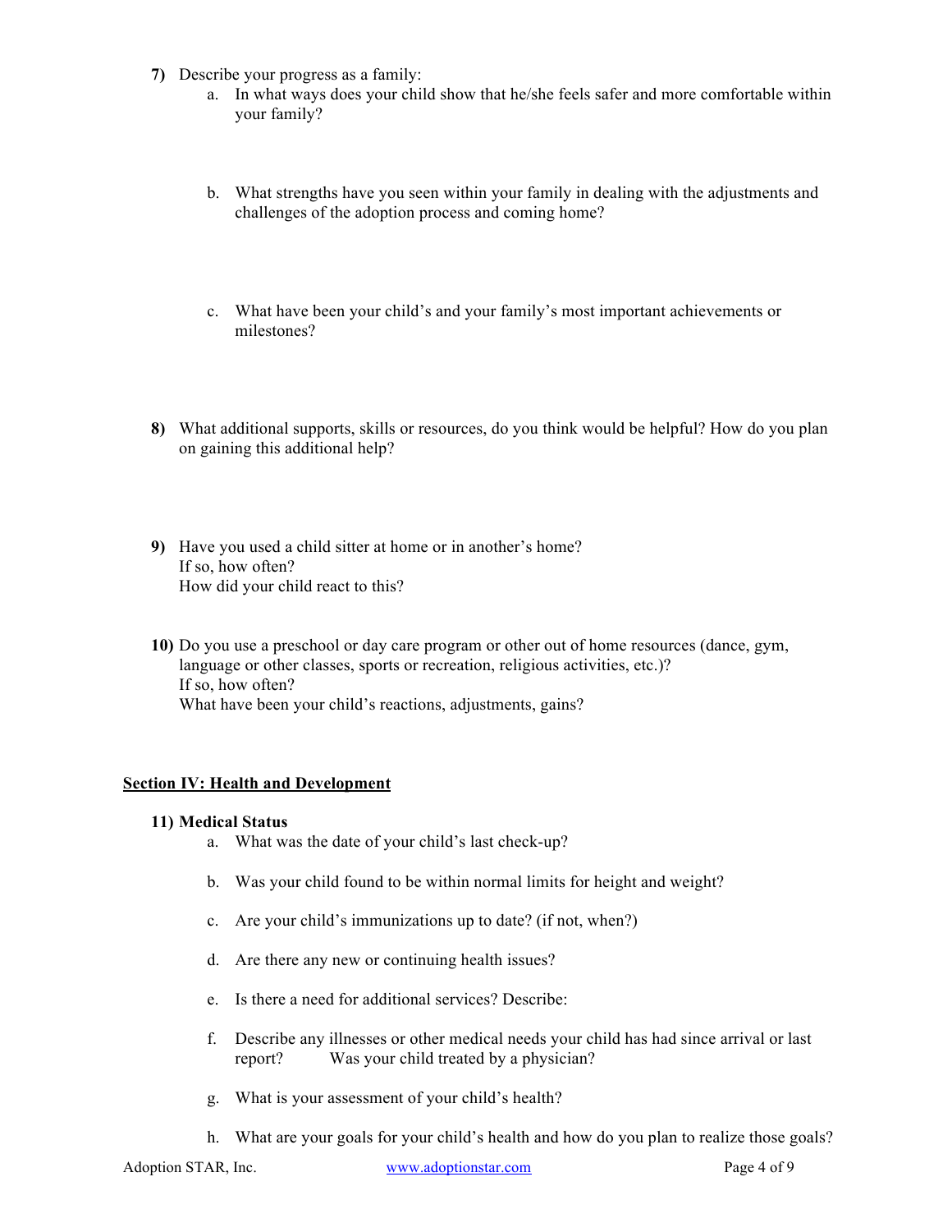**7)** Describe your progress as a family:

a. In what ways does your child show that he/she feels safer and more comfortable within your family?

b. What strengths have you seen within your family in dealing with the adjustments and challenges of the adoption process and coming home?

c. What have been your child's and your family's most important achievements or milestones?

**8)** What additional supports, skills or resources, do you think would be helpful? How do you plan on gaining this additional help?

**9)** Have you used a child sitter at home or in another's home?
If so, how often?
How did your child react to this?

**10)** Do you use a preschool or day care program or other out of home resources (dance, gym, language or other classes, sports or recreation, religious activities, etc.)?
If so, how often?
What have been your child's reactions, adjustments, gains?

## Section IV: Health and Development

**11) Medical Status**

a. What was the date of your child's last check-up?

b. Was your child found to be within normal limits for height and weight?

c. Are your child's immunizations up to date? (if not, when?)

d. Are there any new or continuing health issues?

e. Is there a need for additional services? Describe:

f. Describe any illnesses or other medical needs your child has had since arrival or last report? Was your child treated by a physician?

g. What is your assessment of your child's health?

h. What are your goals for your child's health and how do you plan to realize those goals?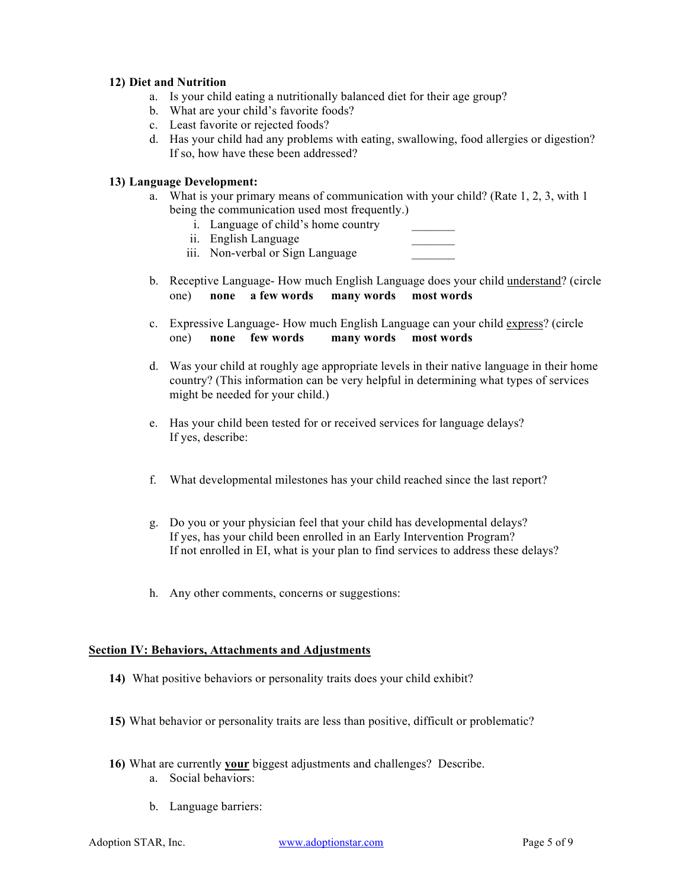**12) Diet and Nutrition**

a. Is your child eating a nutritionally balanced diet for their age group?
b. What are your child's favorite foods?
c. Least favorite or rejected foods?
d. Has your child had any problems with eating, swallowing, food allergies or digestion? If so, how have these been addressed?

**13) Language Development:**

a. What is your primary means of communication with your child? (Rate 1, 2, 3, with 1 being the communication used most frequently.)
   i. Language of child's home country _______
   ii. English Language _______
   iii. Non-verbal or Sign Language _______

b. Receptive Language- How much English Language does your child <u>understand</u>? (circle one) **none** **a few words** **many words** **most words**

c. Expressive Language- How much English Language can your child <u>express</u>? (circle one) **none** **few words** **many words** **most words**

d. Was your child at roughly age appropriate levels in their native language in their home country? (This information can be very helpful in determining what types of services might be needed for your child.)

e. Has your child been tested for or received services for language delays? If yes, describe:

f. What developmental milestones has your child reached since the last report?

g. Do you or your physician feel that your child has developmental delays? If yes, has your child been enrolled in an Early Intervention Program? If not enrolled in EI, what is your plan to find services to address these delays?

h. Any other comments, concerns or suggestions:

## Section IV: Behaviors, Attachments and Adjustments

**14)** What positive behaviors or personality traits does your child exhibit?

**15)** What behavior or personality traits are less than positive, difficult or problematic?

**16)** What are currently **<u>your</u>** biggest adjustments and challenges? Describe.

a. Social behaviors:

b. Language barriers: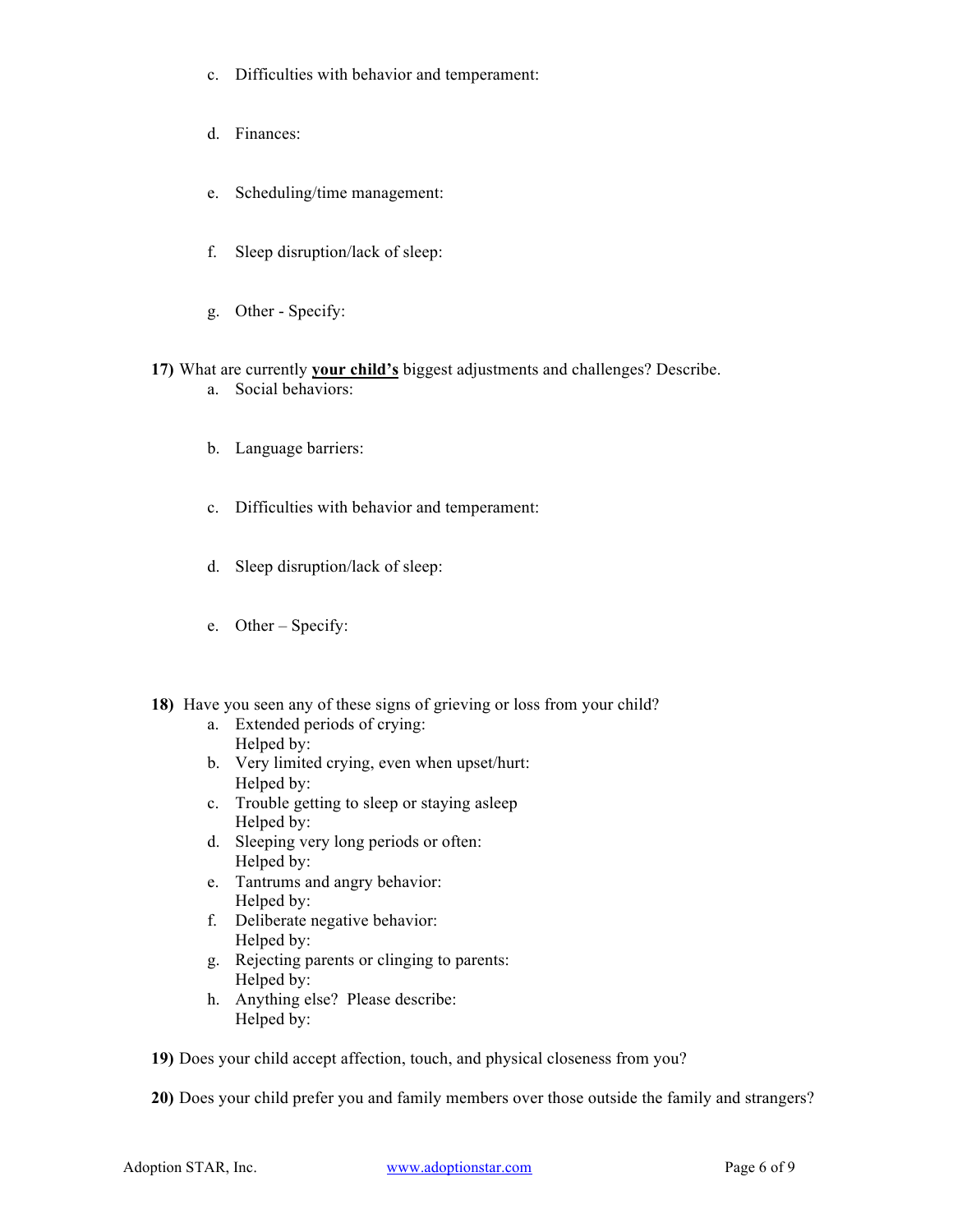c. Difficulties with behavior and temperament:

d. Finances:

e. Scheduling/time management:

f. Sleep disruption/lack of sleep:

g. Other - Specify:

**17)** What are currently **<u>your child's</u>** biggest adjustments and challenges? Describe.

a. Social behaviors:

b. Language barriers:

c. Difficulties with behavior and temperament:

d. Sleep disruption/lack of sleep:

e. Other – Specify:

**18)** Have you seen any of these signs of grieving or loss from your child?

a. Extended periods of crying:
   Helped by:
b. Very limited crying, even when upset/hurt:
   Helped by:
c. Trouble getting to sleep or staying asleep
   Helped by:
d. Sleeping very long periods or often:
   Helped by:
e. Tantrums and angry behavior:
   Helped by:
f. Deliberate negative behavior:
   Helped by:
g. Rejecting parents or clinging to parents:
   Helped by:
h. Anything else? Please describe:
   Helped by:

**19)** Does your child accept affection, touch, and physical closeness from you?

**20)** Does your child prefer you and family members over those outside the family and strangers?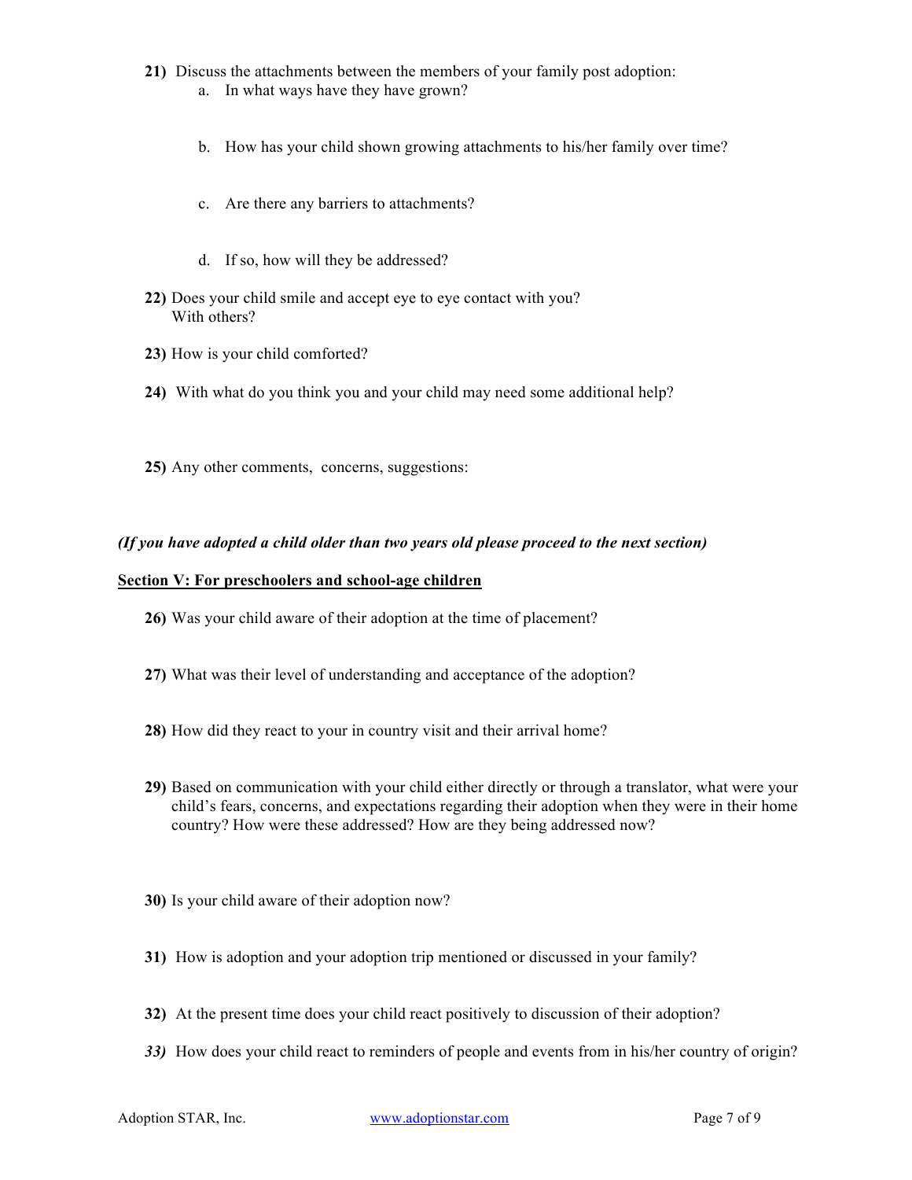**21)** Discuss the attachments between the members of your family post adoption:

a. In what ways have they have grown?

b. How has your child shown growing attachments to his/her family over time?

c. Are there any barriers to attachments?

d. If so, how will they be addressed?

**22)** Does your child smile and accept eye to eye contact with you?
With others?

**23)** How is your child comforted?

**24)** With what do you think you and your child may need some additional help?

**25)** Any other comments, concerns, suggestions:

***(If you have adopted a child older than two years old please proceed to the next section)***

**Section V: For preschoolers and school-age children**

**26)** Was your child aware of their adoption at the time of placement?

**27)** What was their level of understanding and acceptance of the adoption?

**28)** How did they react to your in country visit and their arrival home?

**29)** Based on communication with your child either directly or through a translator, what were your child's fears, concerns, and expectations regarding their adoption when they were in their home country? How were these addressed? How are they being addressed now?

**30)** Is your child aware of their adoption now?

**31)** How is adoption and your adoption trip mentioned or discussed in your family?

**32)** At the present time does your child react positively to discussion of their adoption?

***33)*** How does your child react to reminders of people and events from in his/her country of origin?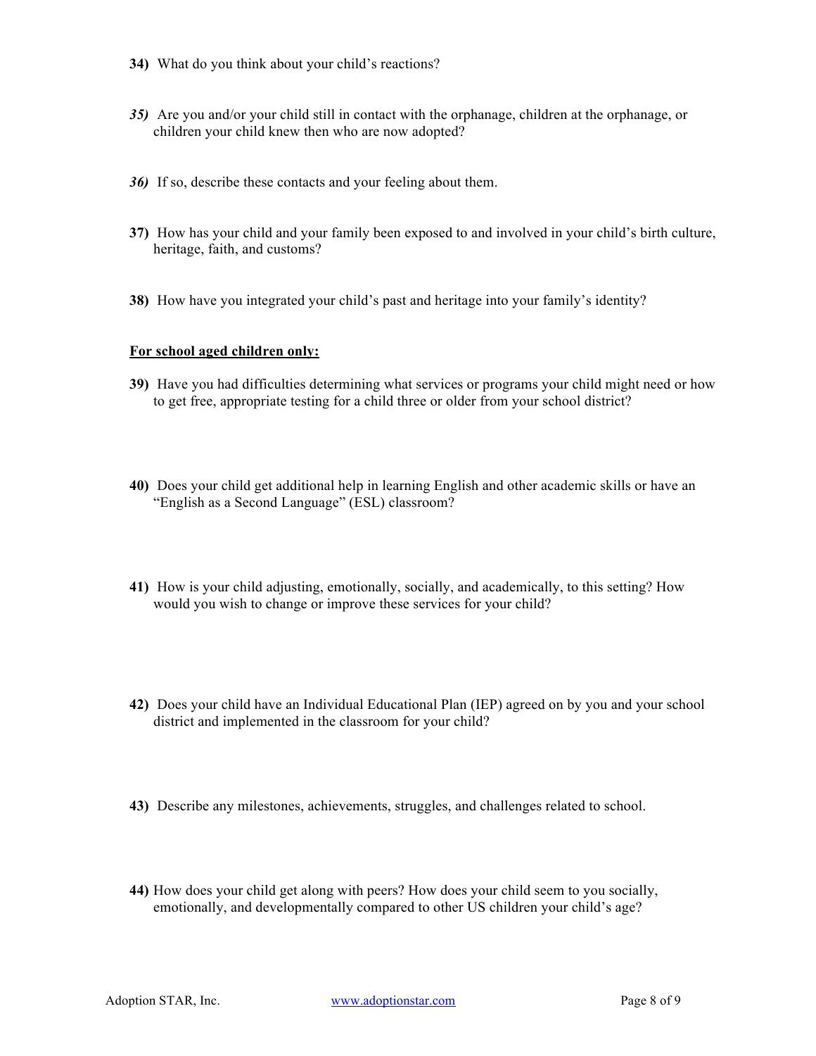**34)** What do you think about your child's reactions?

***35)*** Are you and/or your child still in contact with the orphanage, children at the orphanage, or children your child knew then who are now adopted?

***36)*** If so, describe these contacts and your feeling about them.

**37)** How has your child and your family been exposed to and involved in your child's birth culture, heritage, faith, and customs?

**38)** How have you integrated your child's past and heritage into your family's identity?

**<u>For school aged children only:</u>**

**39)** Have you had difficulties determining what services or programs your child might need or how to get free, appropriate testing for a child three or older from your school district?

**40)** Does your child get additional help in learning English and other academic skills or have an "English as a Second Language" (ESL) classroom?

**41)** How is your child adjusting, emotionally, socially, and academically, to this setting? How would you wish to change or improve these services for your child?

**42)** Does your child have an Individual Educational Plan (IEP) agreed on by you and your school district and implemented in the classroom for your child?

**43)** Describe any milestones, achievements, struggles, and challenges related to school.

**44)** How does your child get along with peers? How does your child seem to you socially, emotionally, and developmentally compared to other US children your child's age?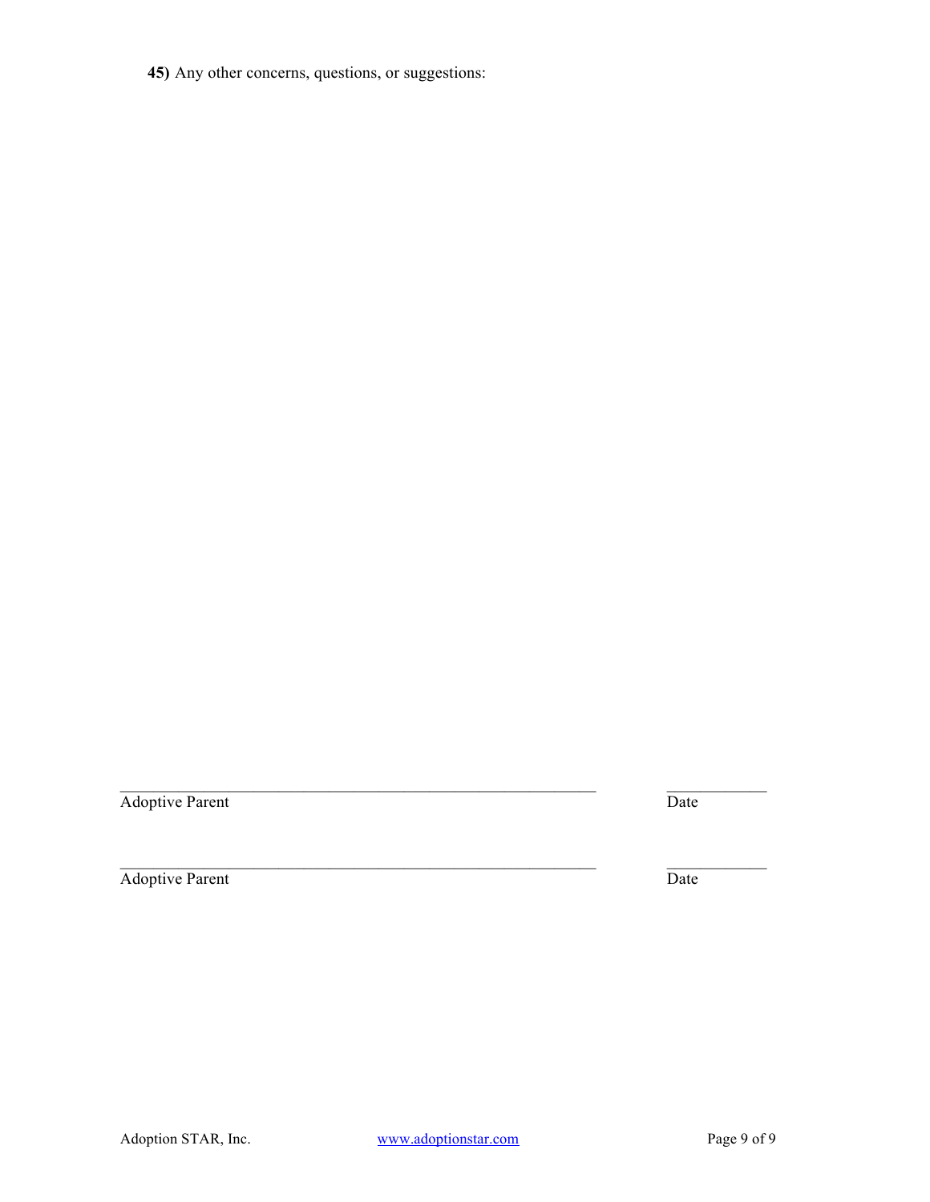**45)** Any other concerns, questions, or suggestions:

\_\_\_\_\_\_\_\_\_\_\_\_\_\_\_\_\_\_\_\_\_\_\_\_\_\_\_\_\_\_\_\_\_\_\_\_\_\_\_\_\_\_\_\_\_\_\_\_\_\_\_\_\_ \_\_\_\_\_\_\_\_\_\_\_

Adoptive Parent Date

\_\_\_\_\_\_\_\_\_\_\_\_\_\_\_\_\_\_\_\_\_\_\_\_\_\_\_\_\_\_\_\_\_\_\_\_\_\_\_\_\_\_\_\_\_\_\_\_\_\_\_\_\_ \_\_\_\_\_\_\_\_\_\_\_

Adoptive Parent Date